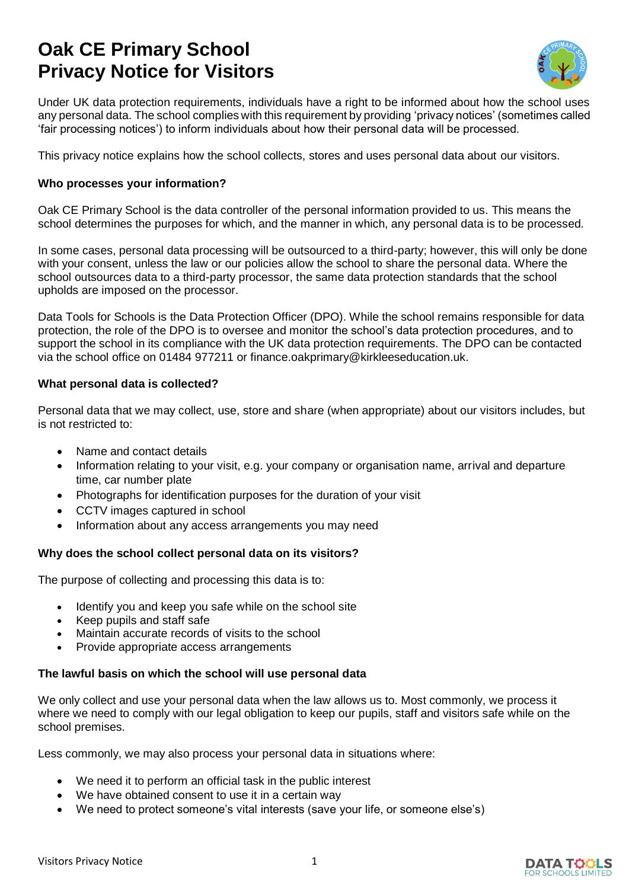# Oak CE Primary School
# Privacy Notice for Visitors

Under UK data protection requirements, individuals have a right to be informed about how the school uses any personal data. The school complies with this requirement by providing 'privacy notices' (sometimes called 'fair processing notices') to inform individuals about how their personal data will be processed.

This privacy notice explains how the school collects, stores and uses personal data about our visitors.

**Who processes your information?**

Oak CE Primary School is the data controller of the personal information provided to us. This means the school determines the purposes for which, and the manner in which, any personal data is to be processed.

In some cases, personal data processing will be outsourced to a third-party; however, this will only be done with your consent, unless the law or our policies allow the school to share the personal data. Where the school outsources data to a third-party processor, the same data protection standards that the school upholds are imposed on the processor.

Data Tools for Schools is the Data Protection Officer (DPO). While the school remains responsible for data protection, the role of the DPO is to oversee and monitor the school's data protection procedures, and to support the school in its compliance with the UK data protection requirements. The DPO can be contacted via the school office on 01484 977211 or finance.oakprimary@kirkleeseducation.uk.

**What personal data is collected?**

Personal data that we may collect, use, store and share (when appropriate) about our visitors includes, but is not restricted to:

- Name and contact details
- Information relating to your visit, e.g. your company or organisation name, arrival and departure time, car number plate
- Photographs for identification purposes for the duration of your visit
- CCTV images captured in school
- Information about any access arrangements you may need

**Why does the school collect personal data on its visitors?**

The purpose of collecting and processing this data is to:

- Identify you and keep you safe while on the school site
- Keep pupils and staff safe
- Maintain accurate records of visits to the school
- Provide appropriate access arrangements

**The lawful basis on which the school will use personal data**

We only collect and use your personal data when the law allows us to. Most commonly, we process it where we need to comply with our legal obligation to keep our pupils, staff and visitors safe while on the school premises.

Less commonly, we may also process your personal data in situations where:

- We need it to perform an official task in the public interest
- We have obtained consent to use it in a certain way
- We need to protect someone's vital interests (save your life, or someone else's)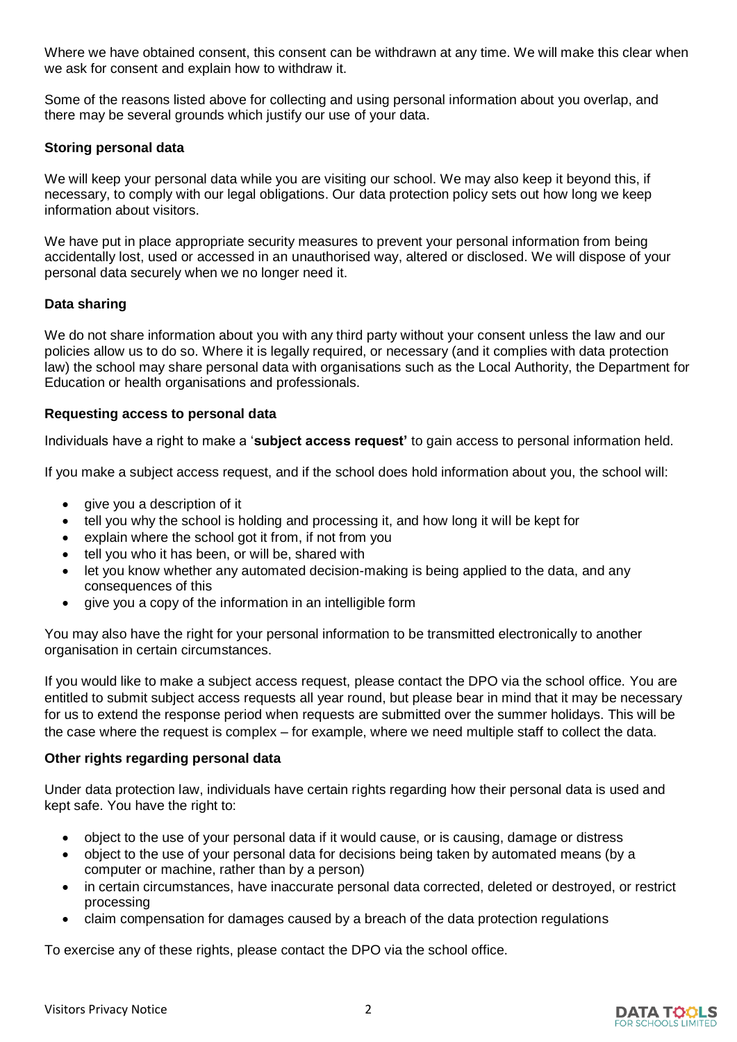Where we have obtained consent, this consent can be withdrawn at any time. We will make this clear when we ask for consent and explain how to withdraw it.

Some of the reasons listed above for collecting and using personal information about you overlap, and there may be several grounds which justify our use of your data.

### Storing personal data

We will keep your personal data while you are visiting our school. We may also keep it beyond this, if necessary, to comply with our legal obligations. Our data protection policy sets out how long we keep information about visitors.

We have put in place appropriate security measures to prevent your personal information from being accidentally lost, used or accessed in an unauthorised way, altered or disclosed. We will dispose of your personal data securely when we no longer need it.

### Data sharing

We do not share information about you with any third party without your consent unless the law and our policies allow us to do so. Where it is legally required, or necessary (and it complies with data protection law) the school may share personal data with organisations such as the Local Authority, the Department for Education or health organisations and professionals.

### Requesting access to personal data

Individuals have a right to make a '**subject access request'** to gain access to personal information held.

If you make a subject access request, and if the school does hold information about you, the school will:

- give you a description of it
- tell you why the school is holding and processing it, and how long it will be kept for
- explain where the school got it from, if not from you
- tell you who it has been, or will be, shared with
- let you know whether any automated decision-making is being applied to the data, and any consequences of this
- give you a copy of the information in an intelligible form

You may also have the right for your personal information to be transmitted electronically to another organisation in certain circumstances.

If you would like to make a subject access request, please contact the DPO via the school office. You are entitled to submit subject access requests all year round, but please bear in mind that it may be necessary for us to extend the response period when requests are submitted over the summer holidays. This will be the case where the request is complex – for example, where we need multiple staff to collect the data.

### Other rights regarding personal data

Under data protection law, individuals have certain rights regarding how their personal data is used and kept safe. You have the right to:

- object to the use of your personal data if it would cause, or is causing, damage or distress
- object to the use of your personal data for decisions being taken by automated means (by a computer or machine, rather than by a person)
- in certain circumstances, have inaccurate personal data corrected, deleted or destroyed, or restrict processing
- claim compensation for damages caused by a breach of the data protection regulations

To exercise any of these rights, please contact the DPO via the school office.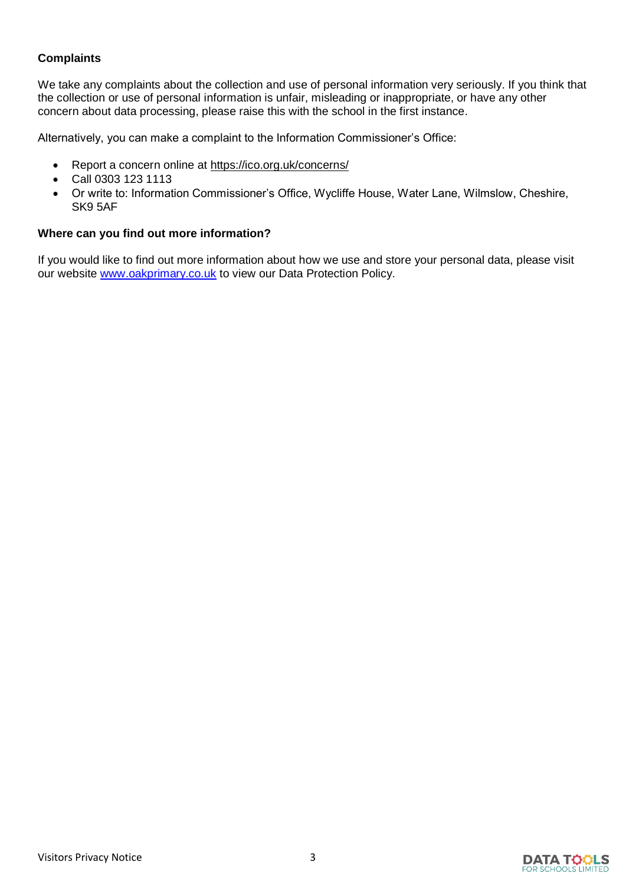**Complaints**

We take any complaints about the collection and use of personal information very seriously. If you think that the collection or use of personal information is unfair, misleading or inappropriate, or have any other concern about data processing, please raise this with the school in the first instance.

Alternatively, you can make a complaint to the Information Commissioner's Office:

- Report a concern online at https://ico.org.uk/concerns/
- Call 0303 123 1113
- Or write to: Information Commissioner's Office, Wycliffe House, Water Lane, Wilmslow, Cheshire, SK9 5AF

**Where can you find out more information?**

If you would like to find out more information about how we use and store your personal data, please visit our website www.oakprimary.co.uk to view our Data Protection Policy.